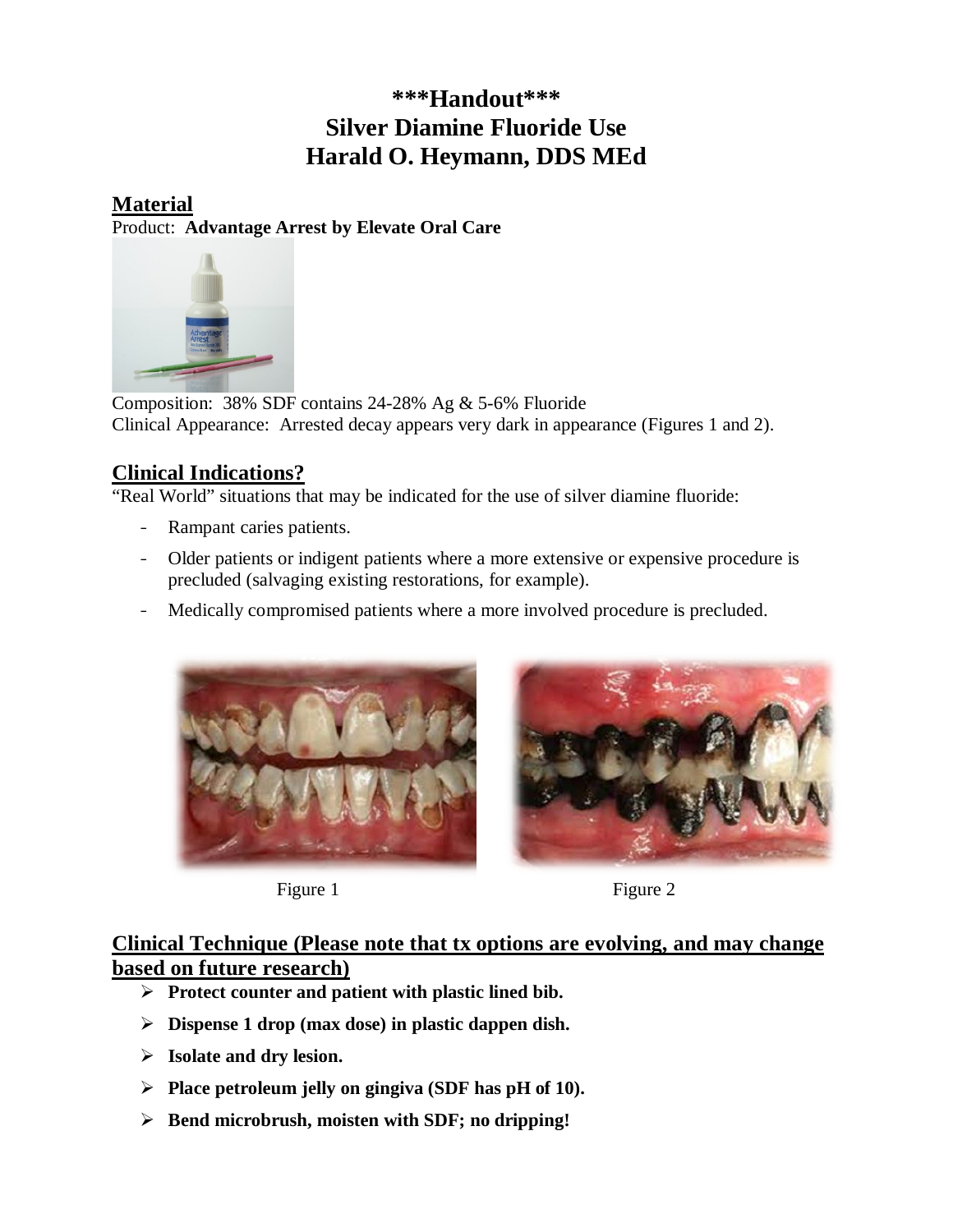# \*\*\*Handout\*\*\*
# Silver Diamine Fluoride Use
# Harald O. Heymann, DDS MEd

## Material

Product: **Advantage Arrest by Elevate Oral Care**

Composition: 38% SDF contains 24-28% Ag & 5-6% Fluoride

Clinical Appearance: Arrested decay appears very dark in appearance (Figures 1 and 2).

## Clinical Indications?

"Real World" situations that may be indicated for the use of silver diamine fluoride:

- Rampant caries patients.
- Older patients or indigent patients where a more extensive or expensive procedure is precluded (salvaging existing restorations, for example).
- Medically compromised patients where a more involved procedure is precluded.

Figure 1

Figure 2

## Clinical Technique (Please note that tx options are evolving, and may change based on future research)

- **Protect counter and patient with plastic lined bib.**
- **Dispense 1 drop (max dose) in plastic dappen dish.**
- **Isolate and dry lesion.**
- **Place petroleum jelly on gingiva (SDF has pH of 10).**
- **Bend microbrush, moisten with SDF; no dripping!**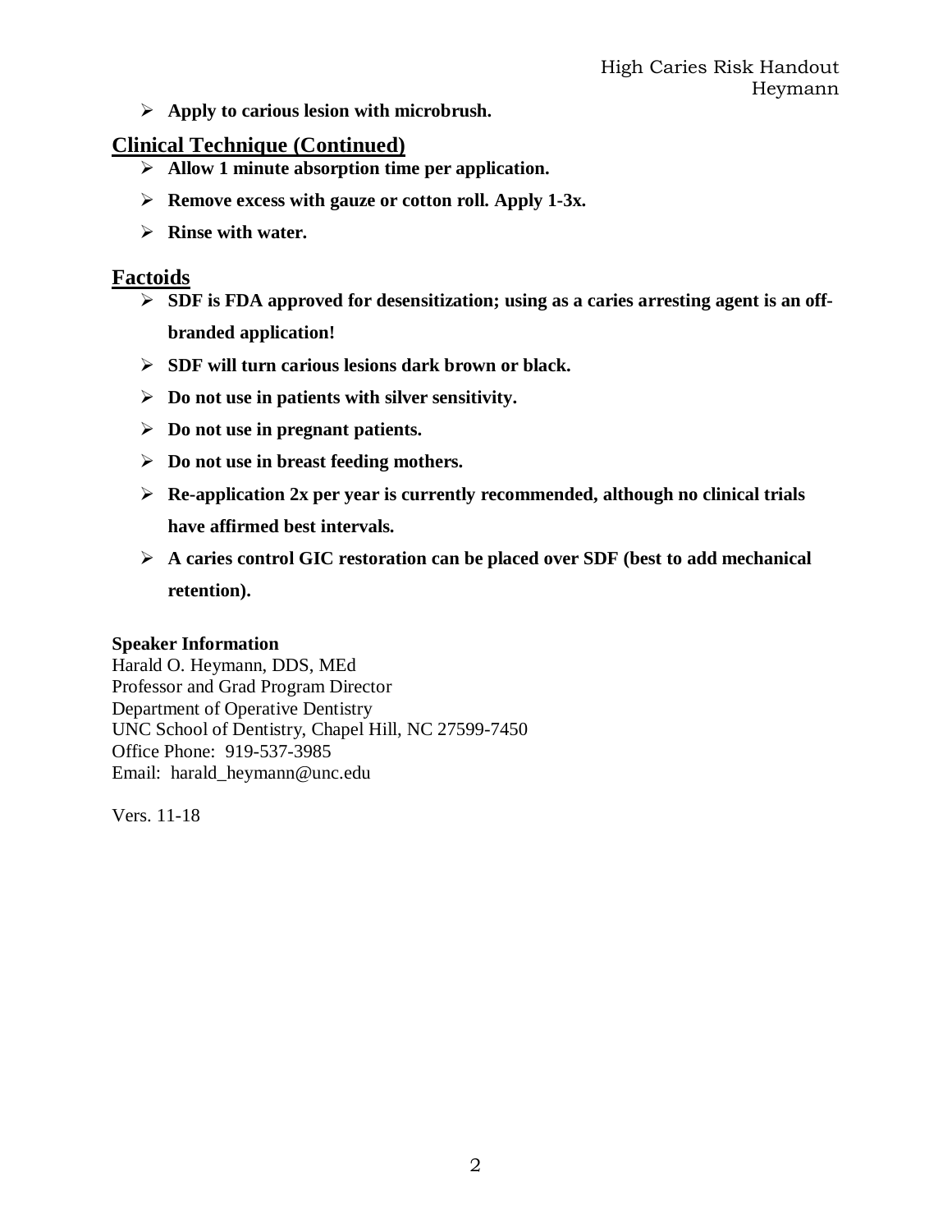- **Apply to carious lesion with microbrush.**

## Clinical Technique (Continued)

- **Allow 1 minute absorption time per application.**
- **Remove excess with gauze or cotton roll. Apply 1-3x.**
- **Rinse with water.**

## Factoids

- **SDF is FDA approved for desensitization; using as a caries arresting agent is an off-branded application!**
- **SDF will turn carious lesions dark brown or black.**
- **Do not use in patients with silver sensitivity.**
- **Do not use in pregnant patients.**
- **Do not use in breast feeding mothers.**
- **Re-application 2x per year is currently recommended, although no clinical trials have affirmed best intervals.**
- **A caries control GIC restoration can be placed over SDF (best to add mechanical retention).**

**Speaker Information**
Harald O. Heymann, DDS, MEd
Professor and Grad Program Director
Department of Operative Dentistry
UNC School of Dentistry, Chapel Hill, NC 27599-7450
Office Phone: 919-537-3985
Email: harald_heymann@unc.edu

Vers. 11-18